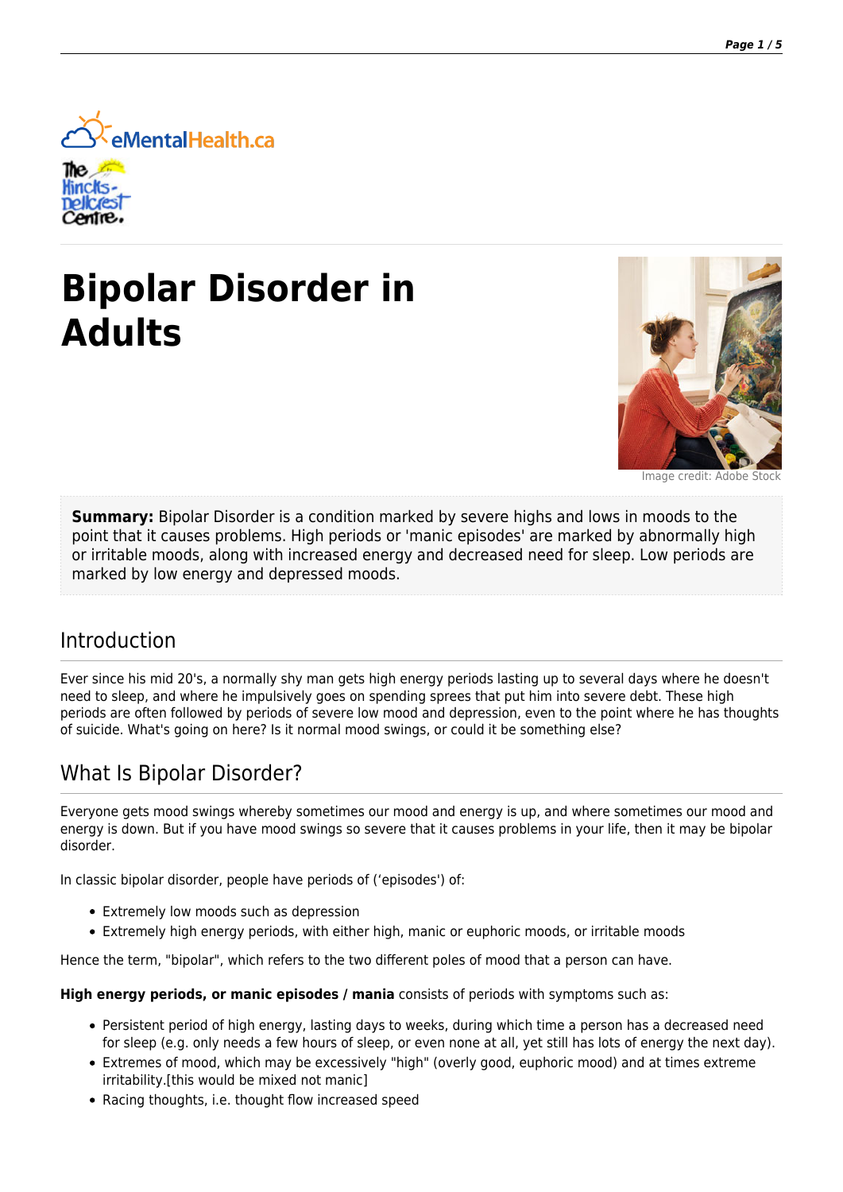# Bipolar Disorder in Adults

Image credit: Adobe Stock

**Summary:** Bipolar Disorder is a condition marked by severe highs and lows in moods to the point that it causes problems. High periods or 'manic episodes' are marked by abnormally high or irritable moods, along with increased energy and decreased need for sleep. Low periods are marked by low energy and depressed moods.

## Introduction

Ever since his mid 20's, a normally shy man gets high energy periods lasting up to several days where he doesn't need to sleep, and where he impulsively goes on spending sprees that put him into severe debt. These high periods are often followed by periods of severe low mood and depression, even to the point where he has thoughts of suicide. What's going on here? Is it normal mood swings, or could it be something else?

## What Is Bipolar Disorder?

Everyone gets mood swings whereby sometimes our mood and energy is up, and where sometimes our mood and energy is down. But if you have mood swings so severe that it causes problems in your life, then it may be bipolar disorder.

In classic bipolar disorder, people have periods of ('episodes') of:

- Extremely low moods such as depression
- Extremely high energy periods, with either high, manic or euphoric moods, or irritable moods

Hence the term, "bipolar", which refers to the two different poles of mood that a person can have.

**High energy periods, or manic episodes / mania** consists of periods with symptoms such as:

- Persistent period of high energy, lasting days to weeks, during which time a person has a decreased need for sleep (e.g. only needs a few hours of sleep, or even none at all, yet still has lots of energy the next day).
- Extremes of mood, which may be excessively "high" (overly good, euphoric mood) and at times extreme irritability.[this would be mixed not manic]
- Racing thoughts, i.e. thought flow increased speed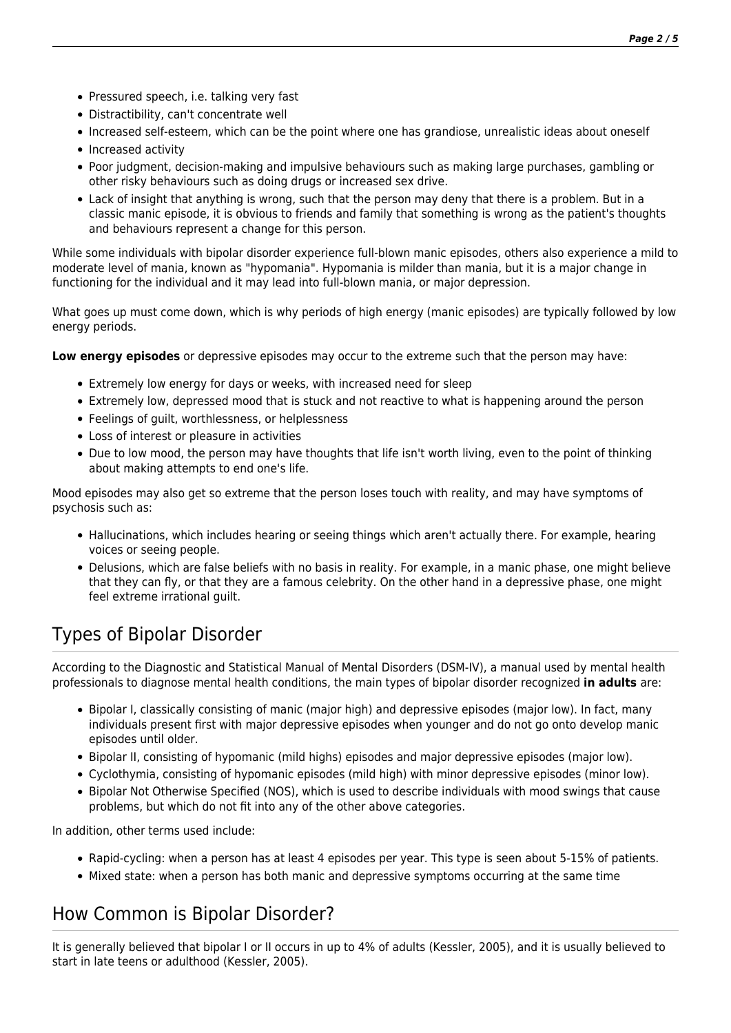- Pressured speech, i.e. talking very fast
- Distractibility, can't concentrate well
- Increased self-esteem, which can be the point where one has grandiose, unrealistic ideas about oneself
- Increased activity
- Poor judgment, decision-making and impulsive behaviours such as making large purchases, gambling or other risky behaviours such as doing drugs or increased sex drive.
- Lack of insight that anything is wrong, such that the person may deny that there is a problem. But in a classic manic episode, it is obvious to friends and family that something is wrong as the patient's thoughts and behaviours represent a change for this person.

While some individuals with bipolar disorder experience full-blown manic episodes, others also experience a mild to moderate level of mania, known as "hypomania". Hypomania is milder than mania, but it is a major change in functioning for the individual and it may lead into full-blown mania, or major depression.

What goes up must come down, which is why periods of high energy (manic episodes) are typically followed by low energy periods.

**Low energy episodes** or depressive episodes may occur to the extreme such that the person may have:

- Extremely low energy for days or weeks, with increased need for sleep
- Extremely low, depressed mood that is stuck and not reactive to what is happening around the person
- Feelings of guilt, worthlessness, or helplessness
- Loss of interest or pleasure in activities
- Due to low mood, the person may have thoughts that life isn't worth living, even to the point of thinking about making attempts to end one's life.

Mood episodes may also get so extreme that the person loses touch with reality, and may have symptoms of psychosis such as:

- Hallucinations, which includes hearing or seeing things which aren't actually there. For example, hearing voices or seeing people.
- Delusions, which are false beliefs with no basis in reality. For example, in a manic phase, one might believe that they can fly, or that they are a famous celebrity. On the other hand in a depressive phase, one might feel extreme irrational guilt.

## Types of Bipolar Disorder

According to the Diagnostic and Statistical Manual of Mental Disorders (DSM-IV), a manual used by mental health professionals to diagnose mental health conditions, the main types of bipolar disorder recognized **in adults** are:

- Bipolar I, classically consisting of manic (major high) and depressive episodes (major low). In fact, many individuals present first with major depressive episodes when younger and do not go onto develop manic episodes until older.
- Bipolar II, consisting of hypomanic (mild highs) episodes and major depressive episodes (major low).
- Cyclothymia, consisting of hypomanic episodes (mild high) with minor depressive episodes (minor low).
- Bipolar Not Otherwise Specified (NOS), which is used to describe individuals with mood swings that cause problems, but which do not fit into any of the other above categories.

In addition, other terms used include:

- Rapid-cycling: when a person has at least 4 episodes per year. This type is seen about 5-15% of patients.
- Mixed state: when a person has both manic and depressive symptoms occurring at the same time

## How Common is Bipolar Disorder?

It is generally believed that bipolar I or II occurs in up to 4% of adults (Kessler, 2005), and it is usually believed to start in late teens or adulthood (Kessler, 2005).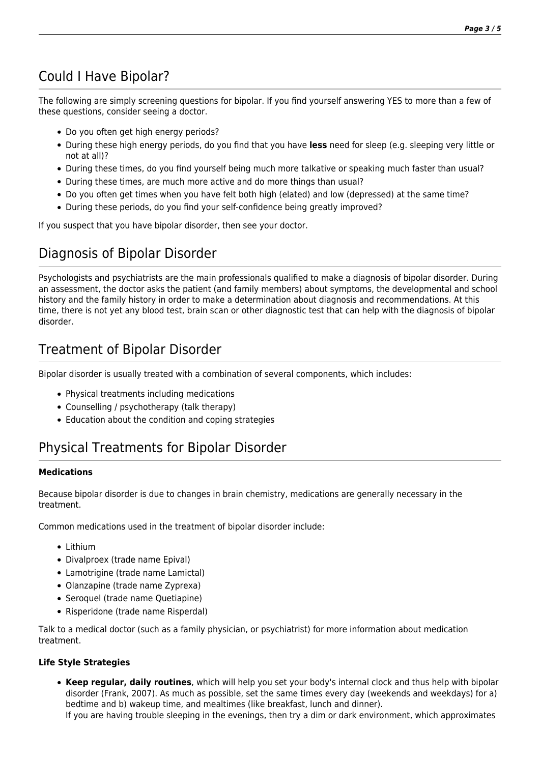## Could I Have Bipolar?

The following are simply screening questions for bipolar. If you find yourself answering YES to more than a few of these questions, consider seeing a doctor.

- Do you often get high energy periods?
- During these high energy periods, do you find that you have **less** need for sleep (e.g. sleeping very little or not at all)?
- During these times, do you find yourself being much more talkative or speaking much faster than usual?
- During these times, are much more active and do more things than usual?
- Do you often get times when you have felt both high (elated) and low (depressed) at the same time?
- During these periods, do you find your self-confidence being greatly improved?

If you suspect that you have bipolar disorder, then see your doctor.

## Diagnosis of Bipolar Disorder

Psychologists and psychiatrists are the main professionals qualified to make a diagnosis of bipolar disorder. During an assessment, the doctor asks the patient (and family members) about symptoms, the developmental and school history and the family history in order to make a determination about diagnosis and recommendations. At this time, there is not yet any blood test, brain scan or other diagnostic test that can help with the diagnosis of bipolar disorder.

## Treatment of Bipolar Disorder

Bipolar disorder is usually treated with a combination of several components, which includes:

- Physical treatments including medications
- Counselling / psychotherapy (talk therapy)
- Education about the condition and coping strategies

## Physical Treatments for Bipolar Disorder

**Medications**

Because bipolar disorder is due to changes in brain chemistry, medications are generally necessary in the treatment.

Common medications used in the treatment of bipolar disorder include:

- Lithium
- Divalproex (trade name Epival)
- Lamotrigine (trade name Lamictal)
- Olanzapine (trade name Zyprexa)
- Seroquel (trade name Quetiapine)
- Risperidone (trade name Risperdal)

Talk to a medical doctor (such as a family physician, or psychiatrist) for more information about medication treatment.

**Life Style Strategies**

- **Keep regular, daily routines**, which will help you set your body's internal clock and thus help with bipolar disorder (Frank, 2007). As much as possible, set the same times every day (weekends and weekdays) for a) bedtime and b) wakeup time, and mealtimes (like breakfast, lunch and dinner).
  If you are having trouble sleeping in the evenings, then try a dim or dark environment, which approximates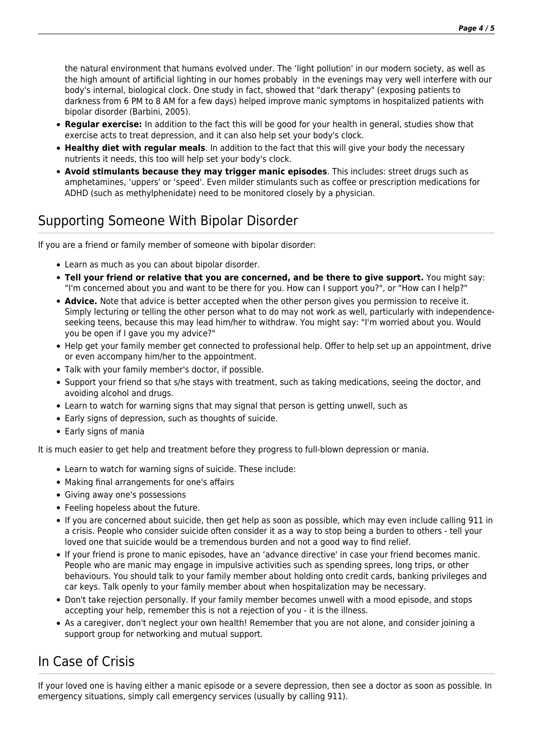the natural environment that humans evolved under. The 'light pollution' in our modern society, as well as the high amount of artificial lighting in our homes probably  in the evenings may very well interfere with our body's internal, biological clock. One study in fact, showed that "dark therapy" (exposing patients to darkness from 6 PM to 8 AM for a few days) helped improve manic symptoms in hospitalized patients with bipolar disorder (Barbini, 2005).

- **Regular exercise:** In addition to the fact this will be good for your health in general, studies show that exercise acts to treat depression, and it can also help set your body's clock.
- **Healthy diet with regular meals**. In addition to the fact that this will give your body the necessary nutrients it needs, this too will help set your body's clock.
- **Avoid stimulants because they may trigger manic episodes**. This includes: street drugs such as amphetamines, 'uppers' or 'speed'. Even milder stimulants such as coffee or prescription medications for ADHD (such as methylphenidate) need to be monitored closely by a physician.

## Supporting Someone With Bipolar Disorder

If you are a friend or family member of someone with bipolar disorder:

- Learn as much as you can about bipolar disorder.
- **Tell your friend or relative that you are concerned, and be there to give support.** You might say: "I'm concerned about you and want to be there for you. How can I support you?", or "How can I help?"
- **Advice.** Note that advice is better accepted when the other person gives you permission to receive it. Simply lecturing or telling the other person what to do may not work as well, particularly with independence-seeking teens, because this may lead him/her to withdraw. You might say: "I'm worried about you. Would you be open if I gave you my advice?"
- Help get your family member get connected to professional help. Offer to help set up an appointment, drive or even accompany him/her to the appointment.
- Talk with your family member's doctor, if possible.
- Support your friend so that s/he stays with treatment, such as taking medications, seeing the doctor, and avoiding alcohol and drugs.
- Learn to watch for warning signs that may signal that person is getting unwell, such as
- Early signs of depression, such as thoughts of suicide.
- Early signs of mania

It is much easier to get help and treatment before they progress to full-blown depression or mania.

- Learn to watch for warning signs of suicide. These include:
- Making final arrangements for one's affairs
- Giving away one's possessions
- Feeling hopeless about the future.
- If you are concerned about suicide, then get help as soon as possible, which may even include calling 911 in a crisis. People who consider suicide often consider it as a way to stop being a burden to others - tell your loved one that suicide would be a tremendous burden and not a good way to find relief.
- If your friend is prone to manic episodes, have an 'advance directive' in case your friend becomes manic. People who are manic may engage in impulsive activities such as spending sprees, long trips, or other behaviours. You should talk to your family member about holding onto credit cards, banking privileges and car keys. Talk openly to your family member about when hospitalization may be necessary.
- Don't take rejection personally. If your family member becomes unwell with a mood episode, and stops accepting your help, remember this is not a rejection of you - it is the illness.
- As a caregiver, don't neglect your own health! Remember that you are not alone, and consider joining a support group for networking and mutual support.

## In Case of Crisis

If your loved one is having either a manic episode or a severe depression, then see a doctor as soon as possible. In emergency situations, simply call emergency services (usually by calling 911).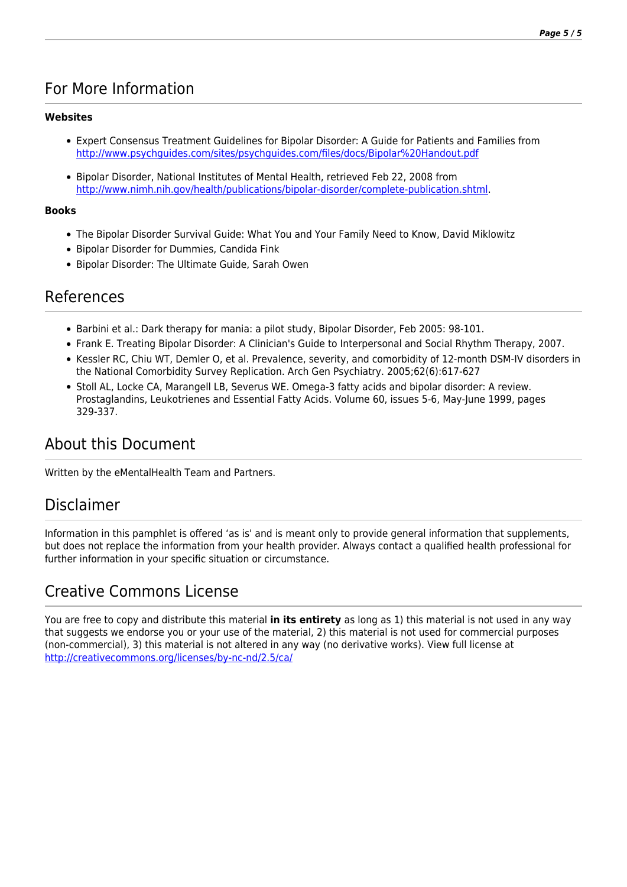## For More Information

**Websites**

- Expert Consensus Treatment Guidelines for Bipolar Disorder: A Guide for Patients and Families from http://www.psychguides.com/sites/psychguides.com/files/docs/Bipolar%20Handout.pdf
- Bipolar Disorder, National Institutes of Mental Health, retrieved Feb 22, 2008 from http://www.nimh.nih.gov/health/publications/bipolar-disorder/complete-publication.shtml.

**Books**

- The Bipolar Disorder Survival Guide: What You and Your Family Need to Know, David Miklowitz
- Bipolar Disorder for Dummies, Candida Fink
- Bipolar Disorder: The Ultimate Guide, Sarah Owen

## References

- Barbini et al.: Dark therapy for mania: a pilot study, Bipolar Disorder, Feb 2005: 98-101.
- Frank E. Treating Bipolar Disorder: A Clinician's Guide to Interpersonal and Social Rhythm Therapy, 2007.
- Kessler RC, Chiu WT, Demler O, et al. Prevalence, severity, and comorbidity of 12-month DSM-IV disorders in the National Comorbidity Survey Replication. Arch Gen Psychiatry. 2005;62(6):617-627
- Stoll AL, Locke CA, Marangell LB, Severus WE. Omega-3 fatty acids and bipolar disorder: A review. Prostaglandins, Leukotrienes and Essential Fatty Acids. Volume 60, issues 5-6, May-June 1999, pages 329-337.

## About this Document

Written by the eMentalHealth Team and Partners.

## Disclaimer

Information in this pamphlet is offered 'as is' and is meant only to provide general information that supplements, but does not replace the information from your health provider. Always contact a qualified health professional for further information in your specific situation or circumstance.

## Creative Commons License

You are free to copy and distribute this material **in its entirety** as long as 1) this material is not used in any way that suggests we endorse you or your use of the material, 2) this material is not used for commercial purposes (non-commercial), 3) this material is not altered in any way (no derivative works). View full license at http://creativecommons.org/licenses/by-nc-nd/2.5/ca/